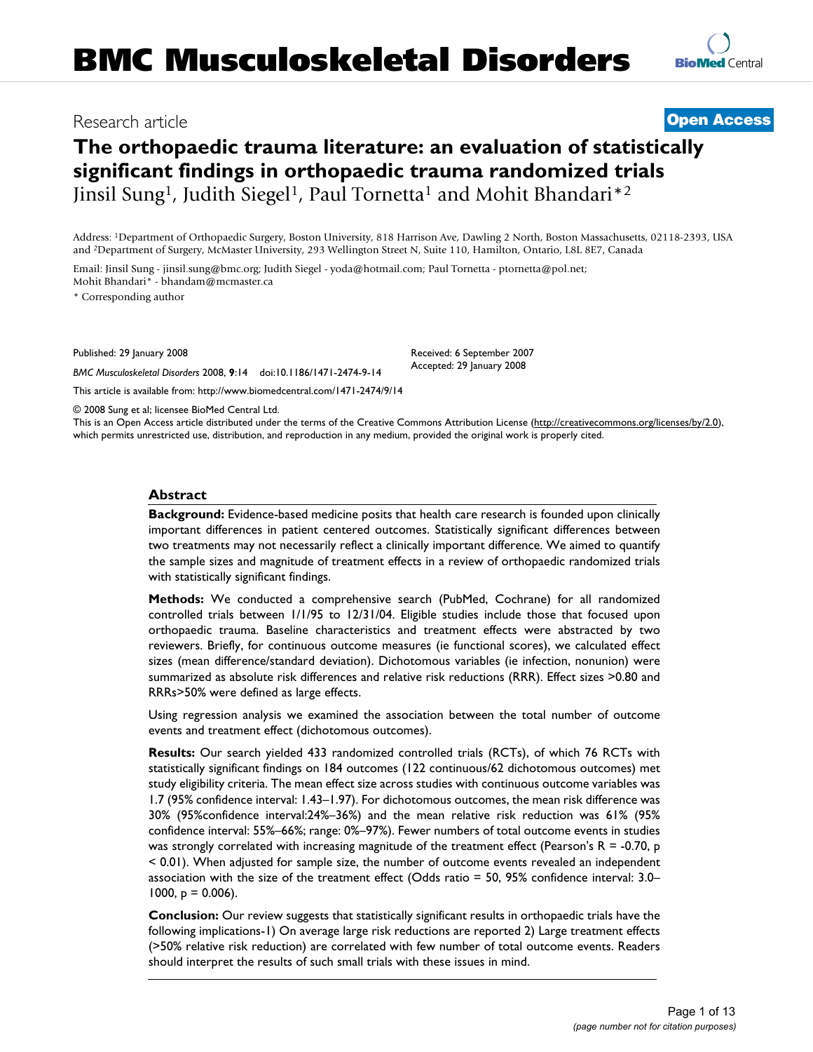# BMC Musculoskeletal Disorders

Research article

**Open Access**

## The orthopaedic trauma literature: an evaluation of statistically significant findings in orthopaedic trauma randomized trials

Jinsil Sung[1], Judith Siegel[1], Paul Tornetta[1] and Mohit Bhandari*[2]

Address: [1]Department of Orthopaedic Surgery, Boston University, 818 Harrison Ave, Dawling 2 North, Boston Massachusetts, 02118-2393, USA and [2]Department of Surgery, McMaster University, 293 Wellington Street N, Suite 110, Hamilton, Ontario, L8L 8E7, Canada

Email: Jinsil Sung - jinsil.sung@bmc.org; Judith Siegel - yoda@hotmail.com; Paul Tornetta - ptornetta@pol.net; Mohit Bhandari* - bhandam@mcmaster.ca

* Corresponding author

Published: 29 January 2008

*BMC Musculoskeletal Disorders* 2008, **9**:14 doi:10.1186/1471-2474-9-14

Received: 6 September 2007
Accepted: 29 January 2008

This article is available from: http://www.biomedcentral.com/1471-2474/9/14

© 2008 Sung et al; licensee BioMed Central Ltd.
This is an Open Access article distributed under the terms of the Creative Commons Attribution License (http://creativecommons.org/licenses/by/2.0), which permits unrestricted use, distribution, and reproduction in any medium, provided the original work is properly cited.

### Abstract

**Background:** Evidence-based medicine posits that health care research is founded upon clinically important differences in patient centered outcomes. Statistically significant differences between two treatments may not necessarily reflect a clinically important difference. We aimed to quantify the sample sizes and magnitude of treatment effects in a review of orthopaedic randomized trials with statistically significant findings.

**Methods:** We conducted a comprehensive search (PubMed, Cochrane) for all randomized controlled trials between 1/1/95 to 12/31/04. Eligible studies include those that focused upon orthopaedic trauma. Baseline characteristics and treatment effects were abstracted by two reviewers. Briefly, for continuous outcome measures (ie functional scores), we calculated effect sizes (mean difference/standard deviation). Dichotomous variables (ie infection, nonunion) were summarized as absolute risk differences and relative risk reductions (RRR). Effect sizes >0.80 and RRRs>50% were defined as large effects.

Using regression analysis we examined the association between the total number of outcome events and treatment effect (dichotomous outcomes).

**Results:** Our search yielded 433 randomized controlled trials (RCTs), of which 76 RCTs with statistically significant findings on 184 outcomes (122 continuous/62 dichotomous outcomes) met study eligibility criteria. The mean effect size across studies with continuous outcome variables was 1.7 (95% confidence interval: 1.43–1.97). For dichotomous outcomes, the mean risk difference was 30% (95%confidence interval:24%–36%) and the mean relative risk reduction was 61% (95% confidence interval: 55%–66%; range: 0%–97%). Fewer numbers of total outcome events in studies was strongly correlated with increasing magnitude of the treatment effect (Pearson's $R = -0.70$, $p < 0.01$). When adjusted for sample size, the number of outcome events revealed an independent association with the size of the treatment effect (Odds ratio = 50, 95% confidence interval: 3.0–1000, $p = 0.006$).

**Conclusion:** Our review suggests that statistically significant results in orthopaedic trials have the following implications-1) On average large risk reductions are reported 2) Large treatment effects (>50% relative risk reduction) are correlated with few number of total outcome events. Readers should interpret the results of such small trials with these issues in mind.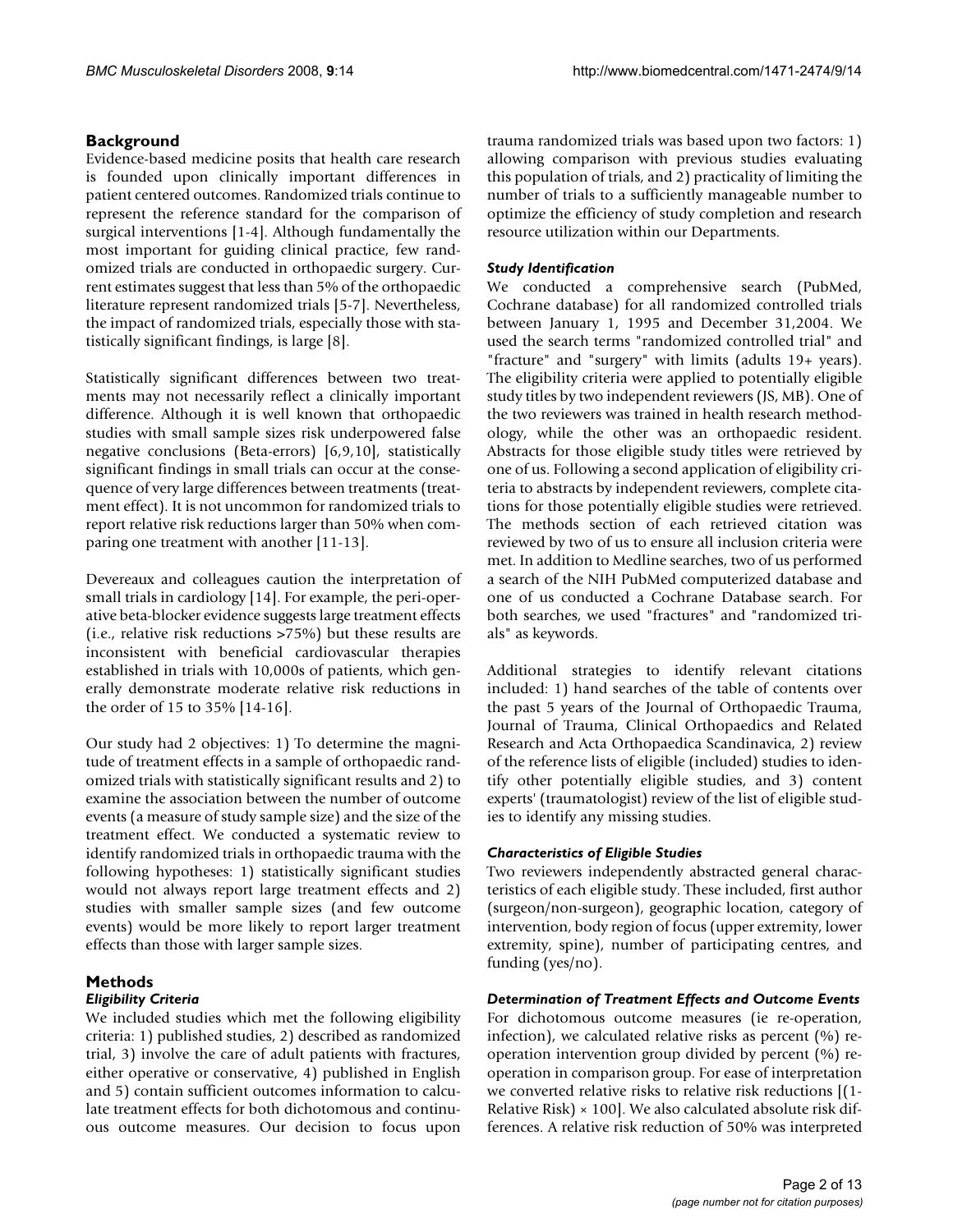## Background

Evidence-based medicine posits that health care research is founded upon clinically important differences in patient centered outcomes. Randomized trials continue to represent the reference standard for the comparison of surgical interventions [1-4]. Although fundamentally the most important for guiding clinical practice, few randomized trials are conducted in orthopaedic surgery. Current estimates suggest that less than 5% of the orthopaedic literature represent randomized trials [5-7]. Nevertheless, the impact of randomized trials, especially those with statistically significant findings, is large [8].

Statistically significant differences between two treatments may not necessarily reflect a clinically important difference. Although it is well known that orthopaedic studies with small sample sizes risk underpowered false negative conclusions (Beta-errors) [6,9,10], statistically significant findings in small trials can occur at the consequence of very large differences between treatments (treatment effect). It is not uncommon for randomized trials to report relative risk reductions larger than 50% when comparing one treatment with another [11-13].

Devereaux and colleagues caution the interpretation of small trials in cardiology [14]. For example, the peri-operative beta-blocker evidence suggests large treatment effects (i.e., relative risk reductions >75%) but these results are inconsistent with beneficial cardiovascular therapies established in trials with 10,000s of patients, which generally demonstrate moderate relative risk reductions in the order of 15 to 35% [14-16].

Our study had 2 objectives: 1) To determine the magnitude of treatment effects in a sample of orthopaedic randomized trials with statistically significant results and 2) to examine the association between the number of outcome events (a measure of study sample size) and the size of the treatment effect. We conducted a systematic review to identify randomized trials in orthopaedic trauma with the following hypotheses: 1) statistically significant studies would not always report large treatment effects and 2) studies with smaller sample sizes (and few outcome events) would be more likely to report larger treatment effects than those with larger sample sizes.

## Methods

### *Eligibility Criteria*

We included studies which met the following eligibility criteria: 1) published studies, 2) described as randomized trial, 3) involve the care of adult patients with fractures, either operative or conservative, 4) published in English and 5) contain sufficient outcomes information to calculate treatment effects for both dichotomous and continuous outcome measures. Our decision to focus upon trauma randomized trials was based upon two factors: 1) allowing comparison with previous studies evaluating this population of trials, and 2) practicality of limiting the number of trials to a sufficiently manageable number to optimize the efficiency of study completion and research resource utilization within our Departments.

### *Study Identification*

We conducted a comprehensive search (PubMed, Cochrane database) for all randomized controlled trials between January 1, 1995 and December 31,2004. We used the search terms "randomized controlled trial" and "fracture" and "surgery" with limits (adults 19+ years). The eligibility criteria were applied to potentially eligible study titles by two independent reviewers (JS, MB). One of the two reviewers was trained in health research methodology, while the other was an orthopaedic resident. Abstracts for those eligible study titles were retrieved by one of us. Following a second application of eligibility criteria to abstracts by independent reviewers, complete citations for those potentially eligible studies were retrieved. The methods section of each retrieved citation was reviewed by two of us to ensure all inclusion criteria were met. In addition to Medline searches, two of us performed a search of the NIH PubMed computerized database and one of us conducted a Cochrane Database search. For both searches, we used "fractures" and "randomized trials" as keywords.

Additional strategies to identify relevant citations included: 1) hand searches of the table of contents over the past 5 years of the Journal of Orthopaedic Trauma, Journal of Trauma, Clinical Orthopaedics and Related Research and Acta Orthopaedica Scandinavica, 2) review of the reference lists of eligible (included) studies to identify other potentially eligible studies, and 3) content experts' (traumatologist) review of the list of eligible studies to identify any missing studies.

### *Characteristics of Eligible Studies*

Two reviewers independently abstracted general characteristics of each eligible study. These included, first author (surgeon/non-surgeon), geographic location, category of intervention, body region of focus (upper extremity, lower extremity, spine), number of participating centres, and funding (yes/no).

### *Determination of Treatment Effects and Outcome Events*

For dichotomous outcome measures (ie re-operation, infection), we calculated relative risks as percent (%) re-operation intervention group divided by percent (%) re-operation in comparison group. For ease of interpretation we converted relative risks to relative risk reductions [(1-Relative Risk) × 100]. We also calculated absolute risk differences. A relative risk reduction of 50% was interpreted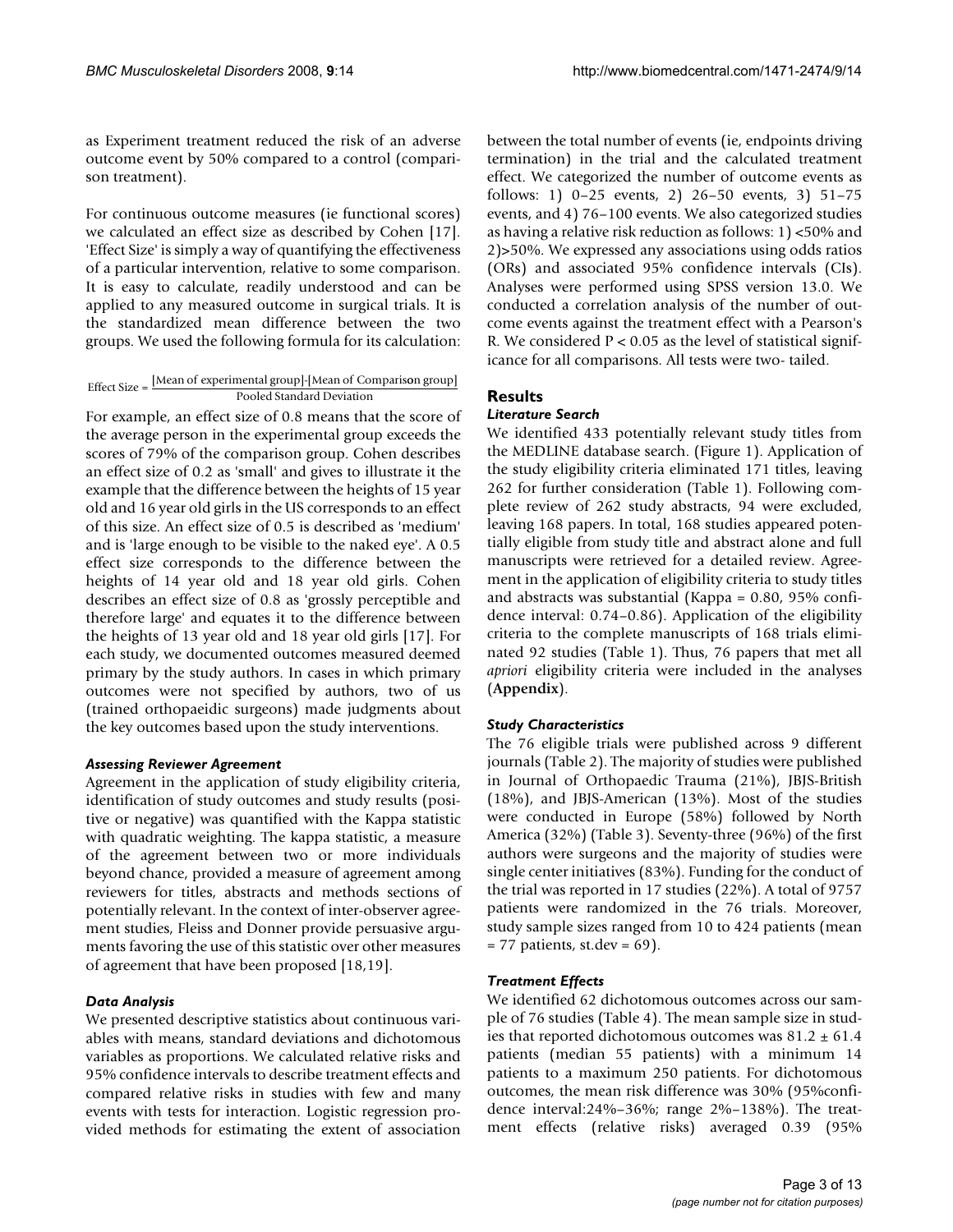as Experiment treatment reduced the risk of an adverse outcome event by 50% compared to a control (comparison treatment).

For continuous outcome measures (ie functional scores) we calculated an effect size as described by Cohen [17]. 'Effect Size' is simply a way of quantifying the effectiveness of a particular intervention, relative to some comparison. It is easy to calculate, readily understood and can be applied to any measured outcome in surgical trials. It is the standardized mean difference between the two groups. We used the following formula for its calculation:

$$\text{Effect Size} = \frac{[\text{Mean of experimental group}]-[\text{Mean of Comparison group}]}{\text{Pooled Standard Deviation}}$$

For example, an effect size of 0.8 means that the score of the average person in the experimental group exceeds the scores of 79% of the comparison group. Cohen describes an effect size of 0.2 as 'small' and gives to illustrate it the example that the difference between the heights of 15 year old and 16 year old girls in the US corresponds to an effect of this size. An effect size of 0.5 is described as 'medium' and is 'large enough to be visible to the naked eye'. A 0.5 effect size corresponds to the difference between the heights of 14 year old and 18 year old girls. Cohen describes an effect size of 0.8 as 'grossly perceptible and therefore large' and equates it to the difference between the heights of 13 year old and 18 year old girls [17]. For each study, we documented outcomes measured deemed primary by the study authors. In cases in which primary outcomes were not specified by authors, two of us (trained orthopaeidic surgeons) made judgments about the key outcomes based upon the study interventions.

### *Assessing Reviewer Agreement*

Agreement in the application of study eligibility criteria, identification of study outcomes and study results (positive or negative) was quantified with the Kappa statistic with quadratic weighting. The kappa statistic, a measure of the agreement between two or more individuals beyond chance, provided a measure of agreement among reviewers for titles, abstracts and methods sections of potentially relevant. In the context of inter-observer agreement studies, Fleiss and Donner provide persuasive arguments favoring the use of this statistic over other measures of agreement that have been proposed [18,19].

### *Data Analysis*

We presented descriptive statistics about continuous variables with means, standard deviations and dichotomous variables as proportions. We calculated relative risks and 95% confidence intervals to describe treatment effects and compared relative risks in studies with few and many events with tests for interaction. Logistic regression provided methods for estimating the extent of association between the total number of events (ie, endpoints driving termination) in the trial and the calculated treatment effect. We categorized the number of outcome events as follows: 1) 0–25 events, 2) 26–50 events, 3) 51–75 events, and 4) 76–100 events. We also categorized studies as having a relative risk reduction as follows: 1) <50% and 2)>50%. We expressed any associations using odds ratios (ORs) and associated 95% confidence intervals (CIs). Analyses were performed using SPSS version 13.0. We conducted a correlation analysis of the number of outcome events against the treatment effect with a Pearson's R. We considered $P < 0.05$ as the level of statistical significance for all comparisons. All tests were two- tailed.

## Results

### *Literature Search*

We identified 433 potentially relevant study titles from the MEDLINE database search. (Figure 1). Application of the study eligibility criteria eliminated 171 titles, leaving 262 for further consideration (Table 1). Following complete review of 262 study abstracts, 94 were excluded, leaving 168 papers. In total, 168 studies appeared potentially eligible from study title and abstract alone and full manuscripts were retrieved for a detailed review. Agreement in the application of eligibility criteria to study titles and abstracts was substantial (Kappa = 0.80, 95% confidence interval: 0.74–0.86). Application of the eligibility criteria to the complete manuscripts of 168 trials eliminated 92 studies (Table 1). Thus, 76 papers that met all *apriori* eligibility criteria were included in the analyses (**Appendix**).

### *Study Characteristics*

The 76 eligible trials were published across 9 different journals (Table 2). The majority of studies were published in Journal of Orthopaedic Trauma (21%), JBJS-British (18%), and JBJS-American (13%). Most of the studies were conducted in Europe (58%) followed by North America (32%) (Table 3). Seventy-three (96%) of the first authors were surgeons and the majority of studies were single center initiatives (83%). Funding for the conduct of the trial was reported in 17 studies (22%). A total of 9757 patients were randomized in the 76 trials. Moreover, study sample sizes ranged from 10 to 424 patients (mean = 77 patients, st.dev = 69).

### *Treatment Effects*

We identified 62 dichotomous outcomes across our sample of 76 studies (Table 4). The mean sample size in studies that reported dichotomous outcomes was $81.2 \pm 61.4$ patients (median 55 patients) with a minimum 14 patients to a maximum 250 patients. For dichotomous outcomes, the mean risk difference was 30% (95%confidence interval:24%–36%; range 2%–138%). The treatment effects (relative risks) averaged 0.39 (95%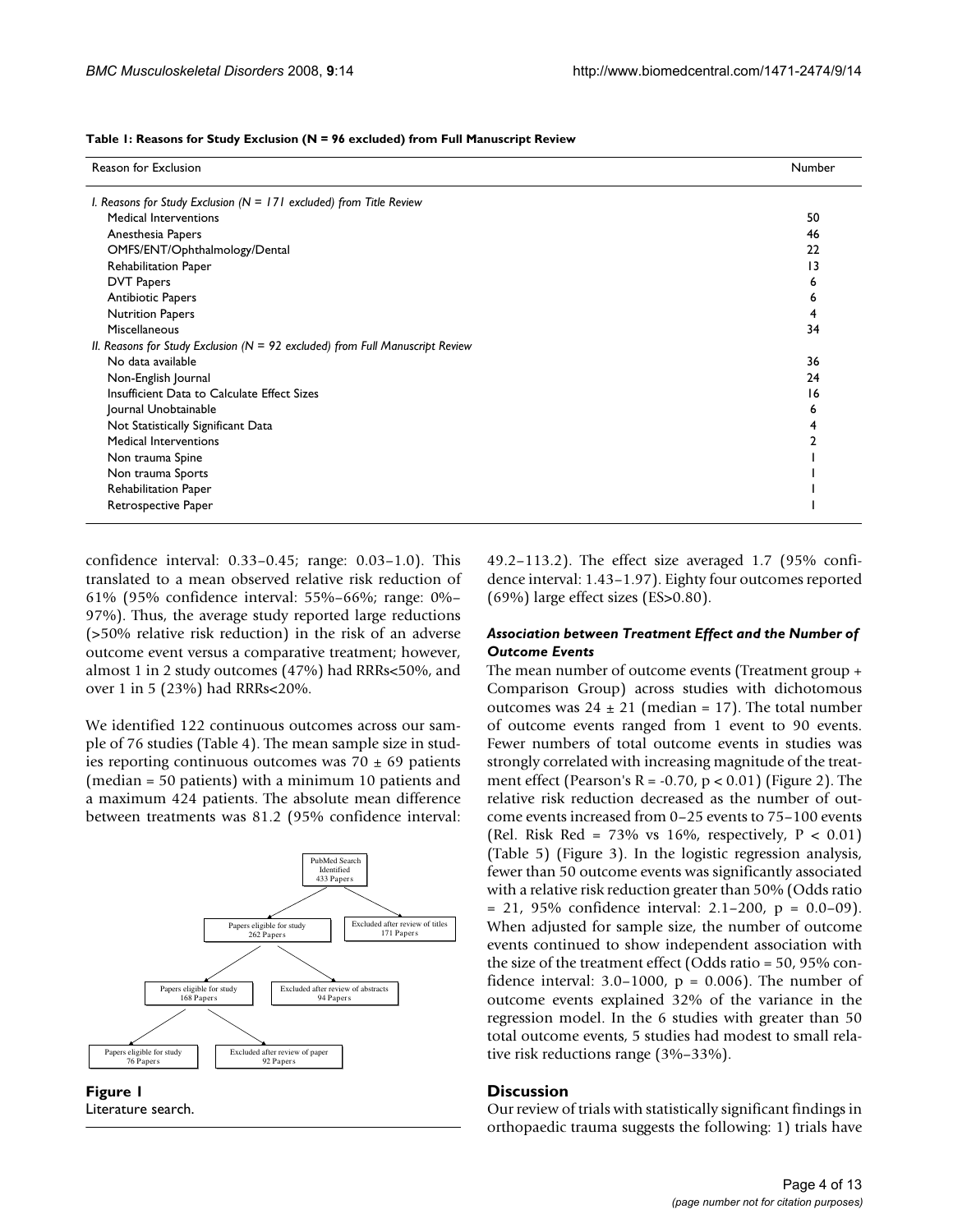**Table 1: Reasons for Study Exclusion (N = 96 excluded) from Full Manuscript Review**

| Reason for Exclusion | Number |
| --- | --- |
| *I. Reasons for Study Exclusion (N = 171 excluded) from Title Review* | |
| Medical Interventions | 50 |
| Anesthesia Papers | 46 |
| OMFS/ENT/Ophthalmology/Dental | 22 |
| Rehabilitation Paper | 13 |
| DVT Papers | 6 |
| Antibiotic Papers | 6 |
| Nutrition Papers | 4 |
| Miscellaneous | 34 |
| *II. Reasons for Study Exclusion (N = 92 excluded) from Full Manuscript Review* | |
| No data available | 36 |
| Non-English Journal | 24 |
| Insufficient Data to Calculate Effect Sizes | 16 |
| Journal Unobtainable | 6 |
| Not Statistically Significant Data | 4 |
| Medical Interventions | 2 |
| Non trauma Spine | 1 |
| Non trauma Sports | 1 |
| Rehabilitation Paper | 1 |
| Retrospective Paper | 1 |

confidence interval: 0.33–0.45; range: 0.03–1.0). This translated to a mean observed relative risk reduction of 61% (95% confidence interval: 55%–66%; range: 0%–97%). Thus, the average study reported large reductions (>50% relative risk reduction) in the risk of an adverse outcome event versus a comparative treatment; however, almost 1 in 2 study outcomes (47%) had RRRs<50%, and over 1 in 5 (23%) had RRRs<20%.

We identified 122 continuous outcomes across our sample of 76 studies (Table 4). The mean sample size in studies reporting continuous outcomes was 70 ± 69 patients (median = 50 patients) with a minimum 10 patients and a maximum 424 patients. The absolute mean difference between treatments was 81.2 (95% confidence interval: 49.2–113.2). The effect size averaged 1.7 (95% confidence interval: 1.43–1.97). Eighty four outcomes reported (69%) large effect sizes (ES>0.80).

PubMed Search Identified 433 Papers → Papers eligible for study 262 Papers; Excluded after review of titles 171 Papers → Papers eligible for study 168 Papers; Excluded after review of abstracts 94 Papers → Papers eligible for study 76 Papers; Excluded after review of paper 92 Papers

**Figure 1**
Literature search.

### *Association between Treatment Effect and the Number of Outcome Events*

The mean number of outcome events (Treatment group + Comparison Group) across studies with dichotomous outcomes was 24 ± 21 (median = 17). The total number of outcome events ranged from 1 event to 90 events. Fewer numbers of total outcome events in studies was strongly correlated with increasing magnitude of the treatment effect (Pearson's R = -0.70, p < 0.01) (Figure 2). The relative risk reduction decreased as the number of outcome events increased from 0–25 events to 75–100 events (Rel. Risk Red = 73% vs 16%, respectively, P < 0.01) (Table 5) (Figure 3). In the logistic regression analysis, fewer than 50 outcome events was significantly associated with a relative risk reduction greater than 50% (Odds ratio = 21, 95% confidence interval: 2.1–200, p = 0.0–09). When adjusted for sample size, the number of outcome events continued to show independent association with the size of the treatment effect (Odds ratio = 50, 95% confidence interval: 3.0–1000, p = 0.006). The number of outcome events explained 32% of the variance in the regression model. In the 6 studies with greater than 50 total outcome events, 5 studies had modest to small relative risk reductions range (3%–33%).

## Discussion

Our review of trials with statistically significant findings in orthopaedic trauma suggests the following: 1) trials have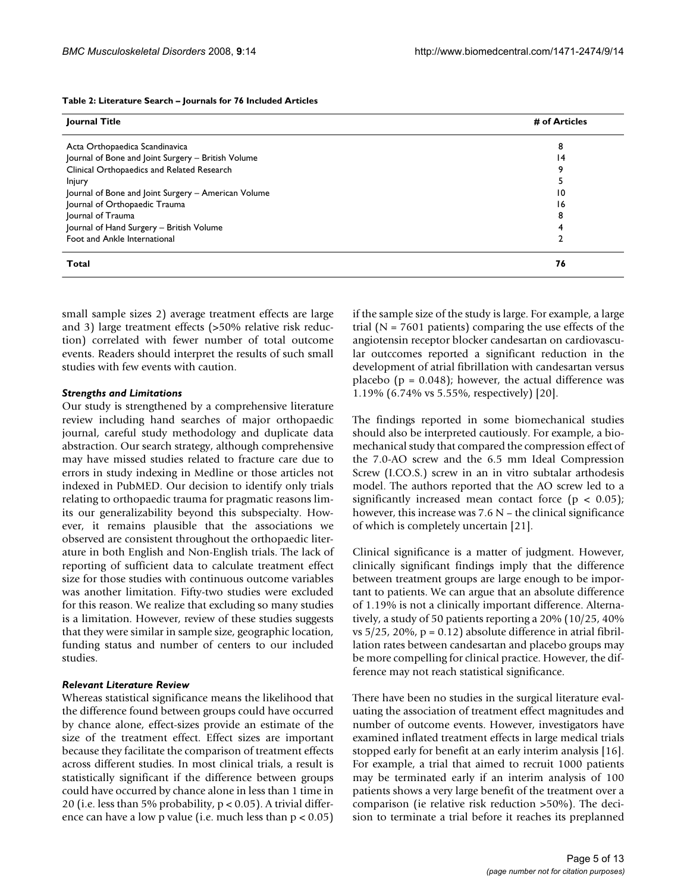**Table 2: Literature Search – Journals for 76 Included Articles**

| Journal Title | # of Articles |
|---|---|
| Acta Orthopaedica Scandinavica | 8 |
| Journal of Bone and Joint Surgery – British Volume | 14 |
| Clinical Orthopaedics and Related Research | 9 |
| Injury | 5 |
| Journal of Bone and Joint Surgery – American Volume | 10 |
| Journal of Orthopaedic Trauma | 16 |
| Journal of Trauma | 8 |
| Journal of Hand Surgery – British Volume | 4 |
| Foot and Ankle International | 2 |
| **Total** | **76** |

small sample sizes 2) average treatment effects are large and 3) large treatment effects (>50% relative risk reduction) correlated with fewer number of total outcome events. Readers should interpret the results of such small studies with few events with caution.

### *Strengths and Limitations*

Our study is strengthened by a comprehensive literature review including hand searches of major orthopaedic journal, careful study methodology and duplicate data abstraction. Our search strategy, although comprehensive may have missed studies related to fracture care due to errors in study indexing in Medline or those articles not indexed in PubMED. Our decision to identify only trials relating to orthopaedic trauma for pragmatic reasons limits our generalizability beyond this subspecialty. However, it remains plausible that the associations we observed are consistent throughout the orthopaedic literature in both English and Non-English trials. The lack of reporting of sufficient data to calculate treatment effect size for those studies with continuous outcome variables was another limitation. Fifty-two studies were excluded for this reason. We realize that excluding so many studies is a limitation. However, review of these studies suggests that they were similar in sample size, geographic location, funding status and number of centers to our included studies.

### *Relevant Literature Review*

Whereas statistical significance means the likelihood that the difference found between groups could have occurred by chance alone, effect-sizes provide an estimate of the size of the treatment effect. Effect sizes are important because they facilitate the comparison of treatment effects across different studies. In most clinical trials, a result is statistically significant if the difference between groups could have occurred by chance alone in less than 1 time in 20 (i.e. less than 5% probability, $p < 0.05$). A trivial difference can have a low p value (i.e. much less than $p < 0.05$) if the sample size of the study is large. For example, a large trial ($N = 7601$ patients) comparing the use effects of the angiotensin receptor blocker candesartan on cardiovascular outccomes reported a significant reduction in the development of atrial fibrillation with candesartan versus placebo ($p = 0.048$); however, the actual difference was 1.19% (6.74% vs 5.55%, respectively) [20].

The findings reported in some biomechanical studies should also be interpreted cautiously. For example, a biomechanical study that compared the compression effect of the 7.0-AO screw and the 6.5 mm Ideal Compression Screw (I.CO.S.) screw in an in vitro subtalar arthodesis model. The authors reported that the AO screw led to a significantly increased mean contact force ($p < 0.05$); however, this increase was 7.6 N – the clinical significance of which is completely uncertain [21].

Clinical significance is a matter of judgment. However, clinically significant findings imply that the difference between treatment groups are large enough to be important to patients. We can argue that an absolute difference of 1.19% is not a clinically important difference. Alternatively, a study of 50 patients reporting a 20% (10/25, 40% vs 5/25, 20%, $p = 0.12$) absolute difference in atrial fibrillation rates between candesartan and placebo groups may be more compelling for clinical practice. However, the difference may not reach statistical significance.

There have been no studies in the surgical literature evaluating the association of treatment effect magnitudes and number of outcome events. However, investigators have examined inflated treatment effects in large medical trials stopped early for benefit at an early interim analysis [16]. For example, a trial that aimed to recruit 1000 patients may be terminated early if an interim analysis of 100 patients shows a very large benefit of the treatment over a comparison (ie relative risk reduction >50%). The decision to terminate a trial before it reaches its preplanned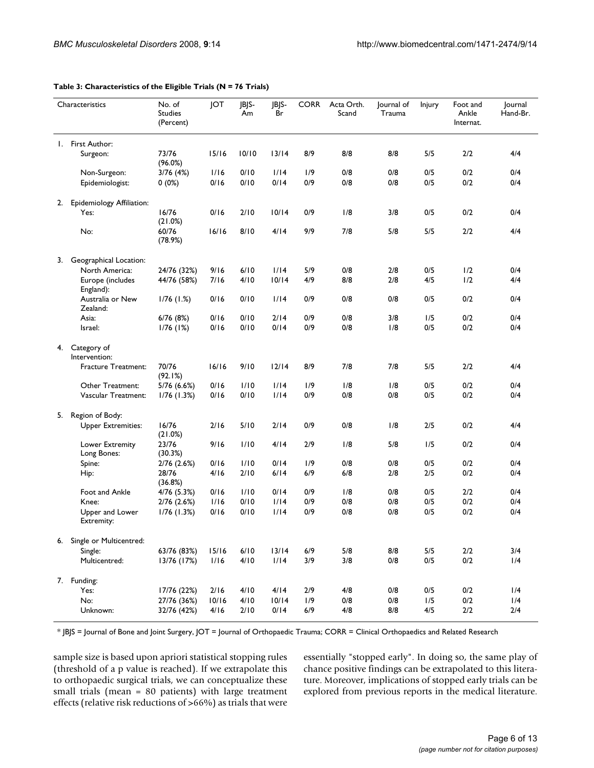**Table 3: Characteristics of the Eligible Trials (N = 76 Trials)**

| Characteristics | No. of Studies (Percent) | JOT | JBJS-Am | JBJS-Br | CORR | Acta Orth. Scand | Journal of Trauma | Injury | Foot and Ankle Internat. | Journal Hand-Br. |
|---|---|---|---|---|---|---|---|---|---|---|
| 1. First Author: | | | | | | | | | | |
| Surgeon: | 73/76 (96.0%) | 15/16 | 10/10 | 13/14 | 8/9 | 8/8 | 8/8 | 5/5 | 2/2 | 4/4 |
| Non-Surgeon: | 3/76 (4%) | 1/16 | 0/10 | 1/14 | 1/9 | 0/8 | 0/8 | 0/5 | 0/2 | 0/4 |
| Epidemiologist: | 0 (0%) | 0/16 | 0/10 | 0/14 | 0/9 | 0/8 | 0/8 | 0/5 | 0/2 | 0/4 |
| 2. Epidemiology Affiliation: | | | | | | | | | | |
| Yes: | 16/76 (21.0%) | 0/16 | 2/10 | 10/14 | 0/9 | 1/8 | 3/8 | 0/5 | 0/2 | 0/4 |
| No: | 60/76 (78.9%) | 16/16 | 8/10 | 4/14 | 9/9 | 7/8 | 5/8 | 5/5 | 2/2 | 4/4 |
| 3. Geographical Location: | | | | | | | | | | |
| North America: | 24/76 (32%) | 9/16 | 6/10 | 1/14 | 5/9 | 0/8 | 2/8 | 0/5 | 1/2 | 0/4 |
| Europe (includes England): | 44/76 (58%) | 7/16 | 4/10 | 10/14 | 4/9 | 8/8 | 2/8 | 4/5 | 1/2 | 4/4 |
| Australia or New Zealand: | 1/76 (1.%) | 0/16 | 0/10 | 1/14 | 0/9 | 0/8 | 0/8 | 0/5 | 0/2 | 0/4 |
| Asia: | 6/76 (8%) | 0/16 | 0/10 | 2/14 | 0/9 | 0/8 | 3/8 | 1/5 | 0/2 | 0/4 |
| Israel: | 1/76 (1%) | 0/16 | 0/10 | 0/14 | 0/9 | 0/8 | 1/8 | 0/5 | 0/2 | 0/4 |
| 4. Category of Intervention: | | | | | | | | | | |
| Fracture Treatment: | 70/76 (92.1%) | 16/16 | 9/10 | 12/14 | 8/9 | 7/8 | 7/8 | 5/5 | 2/2 | 4/4 |
| Other Treatment: | 5/76 (6.6%) | 0/16 | 1/10 | 1/14 | 1/9 | 1/8 | 1/8 | 0/5 | 0/2 | 0/4 |
| Vascular Treatment: | 1/76 (1.3%) | 0/16 | 0/10 | 1/14 | 0/9 | 0/8 | 0/8 | 0/5 | 0/2 | 0/4 |
| 5. Region of Body: | | | | | | | | | | |
| Upper Extremities: | 16/76 (21.0%) | 2/16 | 5/10 | 2/14 | 0/9 | 0/8 | 1/8 | 2/5 | 0/2 | 4/4 |
| Lower Extremity Long Bones: | 23/76 (30.3%) | 9/16 | 1/10 | 4/14 | 2/9 | 1/8 | 5/8 | 1/5 | 0/2 | 0/4 |
| Spine: | 2/76 (2.6%) | 0/16 | 1/10 | 0/14 | 1/9 | 0/8 | 0/8 | 0/5 | 0/2 | 0/4 |
| Hip: | 28/76 (36.8%) | 4/16 | 2/10 | 6/14 | 6/9 | 6/8 | 2/8 | 2/5 | 0/2 | 0/4 |
| Foot and Ankle | 4/76 (5.3%) | 0/16 | 1/10 | 0/14 | 0/9 | 1/8 | 0/8 | 0/5 | 2/2 | 0/4 |
| Knee: | 2/76 (2.6%) | 1/16 | 0/10 | 1/14 | 0/9 | 0/8 | 0/8 | 0/5 | 0/2 | 0/4 |
| Upper and Lower Extremity: | 1/76 (1.3%) | 0/16 | 0/10 | 1/14 | 0/9 | 0/8 | 0/8 | 0/5 | 0/2 | 0/4 |
| 6. Single or Multicentred: | | | | | | | | | | |
| Single: | 63/76 (83%) | 15/16 | 6/10 | 13/14 | 6/9 | 5/8 | 8/8 | 5/5 | 2/2 | 3/4 |
| Multicentred: | 13/76 (17%) | 1/16 | 4/10 | 1/14 | 3/9 | 3/8 | 0/8 | 0/5 | 0/2 | 1/4 |
| 7. Funding: | | | | | | | | | | |
| Yes: | 17/76 (22%) | 2/16 | 4/10 | 4/14 | 2/9 | 4/8 | 0/8 | 0/5 | 0/2 | 1/4 |
| No: | 27/76 (36%) | 10/16 | 4/10 | 10/14 | 1/9 | 0/8 | 0/8 | 1/5 | 0/2 | 1/4 |
| Unknown: | 32/76 (42%) | 4/16 | 2/10 | 0/14 | 6/9 | 4/8 | 8/8 | 4/5 | 2/2 | 2/4 |

* JBJS = Journal of Bone and Joint Surgery, JOT = Journal of Orthopaedic Trauma; CORR = Clinical Orthopaedics and Related Research

sample size is based upon apriori statistical stopping rules (threshold of a p value is reached). If we extrapolate this to orthopaedic surgical trials, we can conceptualize these small trials (mean = 80 patients) with large treatment effects (relative risk reductions of >66%) as trials that were essentially "stopped early". In doing so, the same play of chance positive findings can be extrapolated to this literature. Moreover, implications of stopped early trials can be explored from previous reports in the medical literature.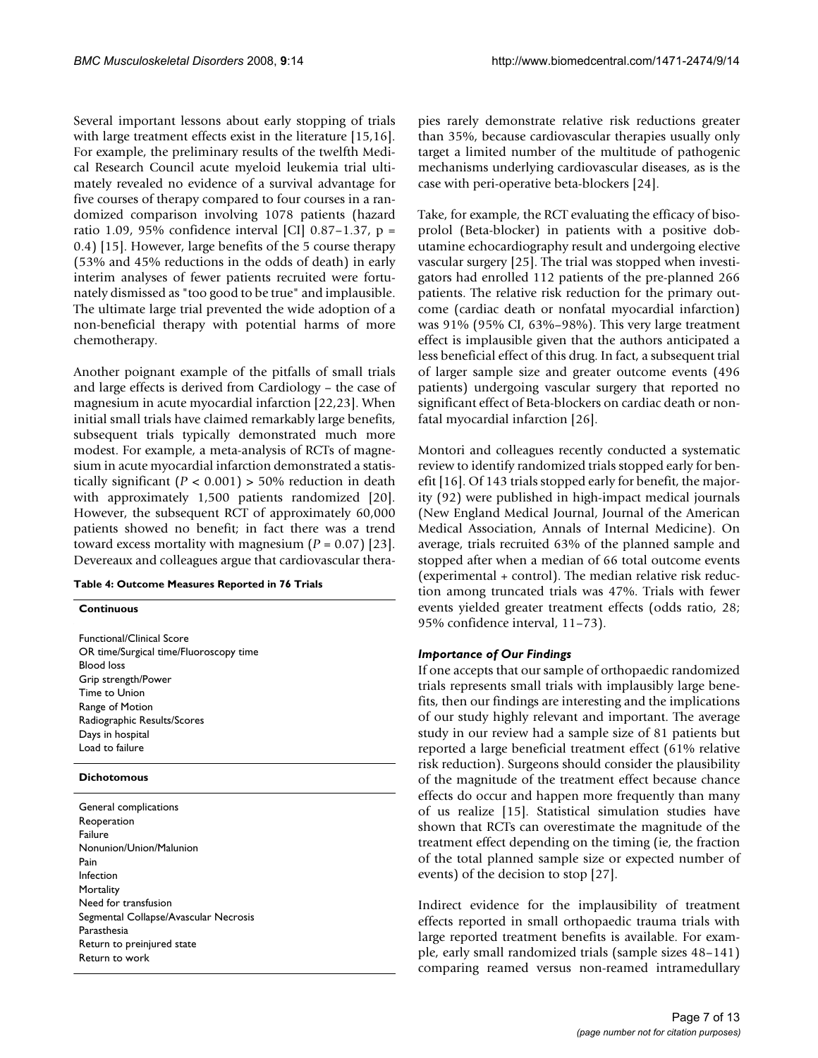Several important lessons about early stopping of trials with large treatment effects exist in the literature [15,16]. For example, the preliminary results of the twelfth Medical Research Council acute myeloid leukemia trial ultimately revealed no evidence of a survival advantage for five courses of therapy compared to four courses in a randomized comparison involving 1078 patients (hazard ratio 1.09, 95% confidence interval [CI] 0.87–1.37, p = 0.4) [15]. However, large benefits of the 5 course therapy (53% and 45% reductions in the odds of death) in early interim analyses of fewer patients recruited were fortunately dismissed as "too good to be true" and implausible. The ultimate large trial prevented the wide adoption of a non-beneficial therapy with potential harms of more chemotherapy.

Another poignant example of the pitfalls of small trials and large effects is derived from Cardiology – the case of magnesium in acute myocardial infarction [22,23]. When initial small trials have claimed remarkably large benefits, subsequent trials typically demonstrated much more modest. For example, a meta-analysis of RCTs of magnesium in acute myocardial infarction demonstrated a statistically significant ($P < 0.001$) > 50% reduction in death with approximately 1,500 patients randomized [20]. However, the subsequent RCT of approximately 60,000 patients showed no benefit; in fact there was a trend toward excess mortality with magnesium ($P = 0.07$) [23]. Devereaux and colleagues argue that cardiovascular therapies rarely demonstrate relative risk reductions greater than 35%, because cardiovascular therapies usually only target a limited number of the multitude of pathogenic mechanisms underlying cardiovascular diseases, as is the case with peri-operative beta-blockers [24].

**Table 4: Outcome Measures Reported in 76 Trials**

| Continuous |
| --- |
| Functional/Clinical Score |
| OR time/Surgical time/Fluoroscopy time |
| Blood loss |
| Grip strength/Power |
| Time to Union |
| Range of Motion |
| Radiographic Results/Scores |
| Days in hospital |
| Load to failure |
| **Dichotomous** |
| General complications |
| Reoperation |
| Failure |
| Nonunion/Union/Malunion |
| Pain |
| Infection |
| Mortality |
| Need for transfusion |
| Segmental Collapse/Avascular Necrosis |
| Parasthesia |
| Return to preinjured state |
| Return to work |

Take, for example, the RCT evaluating the efficacy of bisoprolol (Beta-blocker) in patients with a positive dobutamine echocardiography result and undergoing elective vascular surgery [25]. The trial was stopped when investigators had enrolled 112 patients of the pre-planned 266 patients. The relative risk reduction for the primary outcome (cardiac death or nonfatal myocardial infarction) was 91% (95% CI, 63%–98%). This very large treatment effect is implausible given that the authors anticipated a less beneficial effect of this drug. In fact, a subsequent trial of larger sample size and greater outcome events (496 patients) undergoing vascular surgery that reported no significant effect of Beta-blockers on cardiac death or nonfatal myocardial infarction [26].

Montori and colleagues recently conducted a systematic review to identify randomized trials stopped early for benefit [16]. Of 143 trials stopped early for benefit, the majority (92) were published in high-impact medical journals (New England Medical Journal, Journal of the American Medical Association, Annals of Internal Medicine). On average, trials recruited 63% of the planned sample and stopped after when a median of 66 total outcome events (experimental + control). The median relative risk reduction among truncated trials was 47%. Trials with fewer events yielded greater treatment effects (odds ratio, 28; 95% confidence interval, 11–73).

### *Importance of Our Findings*

If one accepts that our sample of orthopaedic randomized trials represents small trials with implausibly large benefits, then our findings are interesting and the implications of our study highly relevant and important. The average study in our review had a sample size of 81 patients but reported a large beneficial treatment effect (61% relative risk reduction). Surgeons should consider the plausibility of the magnitude of the treatment effect because chance effects do occur and happen more frequently than many of us realize [15]. Statistical simulation studies have shown that RCTs can overestimate the magnitude of the treatment effect depending on the timing (ie, the fraction of the total planned sample size or expected number of events) of the decision to stop [27].

Indirect evidence for the implausibility of treatment effects reported in small orthopaedic trauma trials with large reported treatment benefits is available. For example, early small randomized trials (sample sizes 48–141) comparing reamed versus non-reamed intramedullary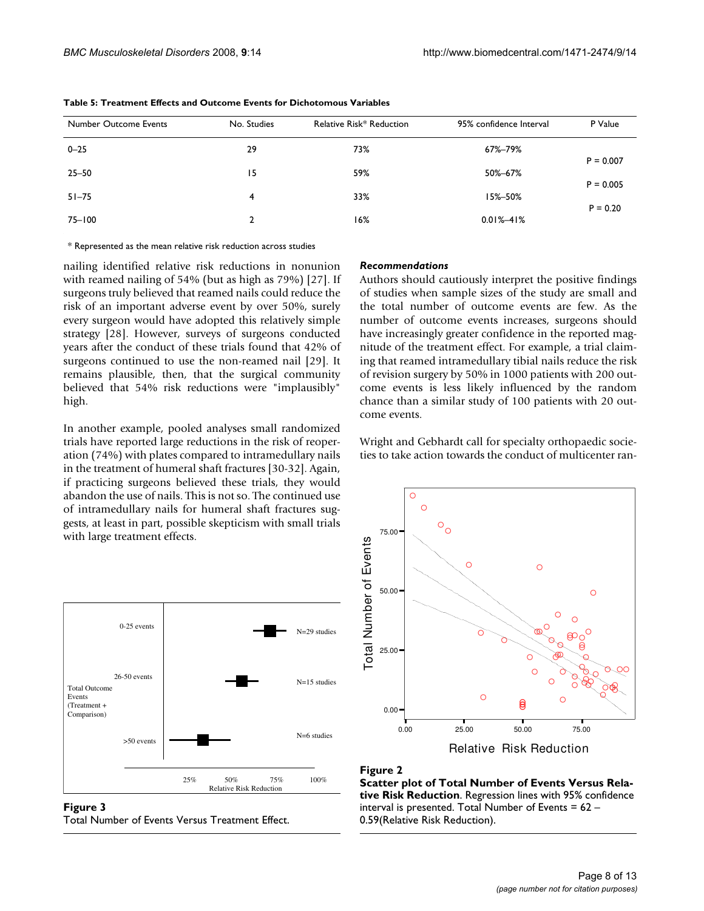**Table 5: Treatment Effects and Outcome Events for Dichotomous Variables**

| Number Outcome Events | No. Studies | Relative Risk* Reduction | 95% confidence Interval | P Value |
|---|---|---|---|---|
| 0–25 | 29 | 73% | 67%–79% | |
| | | | | P = 0.007 |
| 25–50 | 15 | 59% | 50%–67% | |
| | | | | P = 0.005 |
| 51–75 | 4 | 33% | 15%–50% | |
| | | | | P = 0.20 |
| 75–100 | 2 | 16% | 0.01%–41% | |

* Represented as the mean relative risk reduction across studies

nailing identified relative risk reductions in nonunion with reamed nailing of 54% (but as high as 79%) [27]. If surgeons truly believed that reamed nails could reduce the risk of an important adverse event by over 50%, surely every surgeon would have adopted this relatively simple strategy [28]. However, surveys of surgeons conducted years after the conduct of these trials found that 42% of surgeons continued to use the non-reamed nail [29]. It remains plausible, then, that the surgical community believed that 54% risk reductions were "implausibly" high.

In another example, pooled analyses small randomized trials have reported large reductions in the risk of reoperation (74%) with plates compared to intramedullary nails in the treatment of humeral shaft fractures [30-32]. Again, if practicing surgeons believed these trials, they would abandon the use of nails. This is not so. The continued use of intramedullary nails for humeral shaft fractures suggests, at least in part, possible skepticism with small trials with large treatment effects.

**Figure 3**
Total Number of Events Versus Treatment Effect.

### *Recommendations*

Authors should cautiously interpret the positive findings of studies when sample sizes of the study are small and the total number of outcome events are few. As the number of outcome events increases, surgeons should have increasingly greater confidence in the reported magnitude of the treatment effect. For example, a trial claiming that reamed intramedullary tibial nails reduce the risk of revision surgery by 50% in 1000 patients with 200 outcome events is less likely influenced by the random chance than a similar study of 100 patients with 20 outcome events.

Wright and Gebhardt call for specialty orthopaedic societies to take action towards the conduct of multicenter ran-

**Figure 2**
**Scatter plot of Total Number of Events Versus Relative Risk Reduction**. Regression lines with 95% confidence interval is presented. Total Number of Events = 62 – 0.59(Relative Risk Reduction).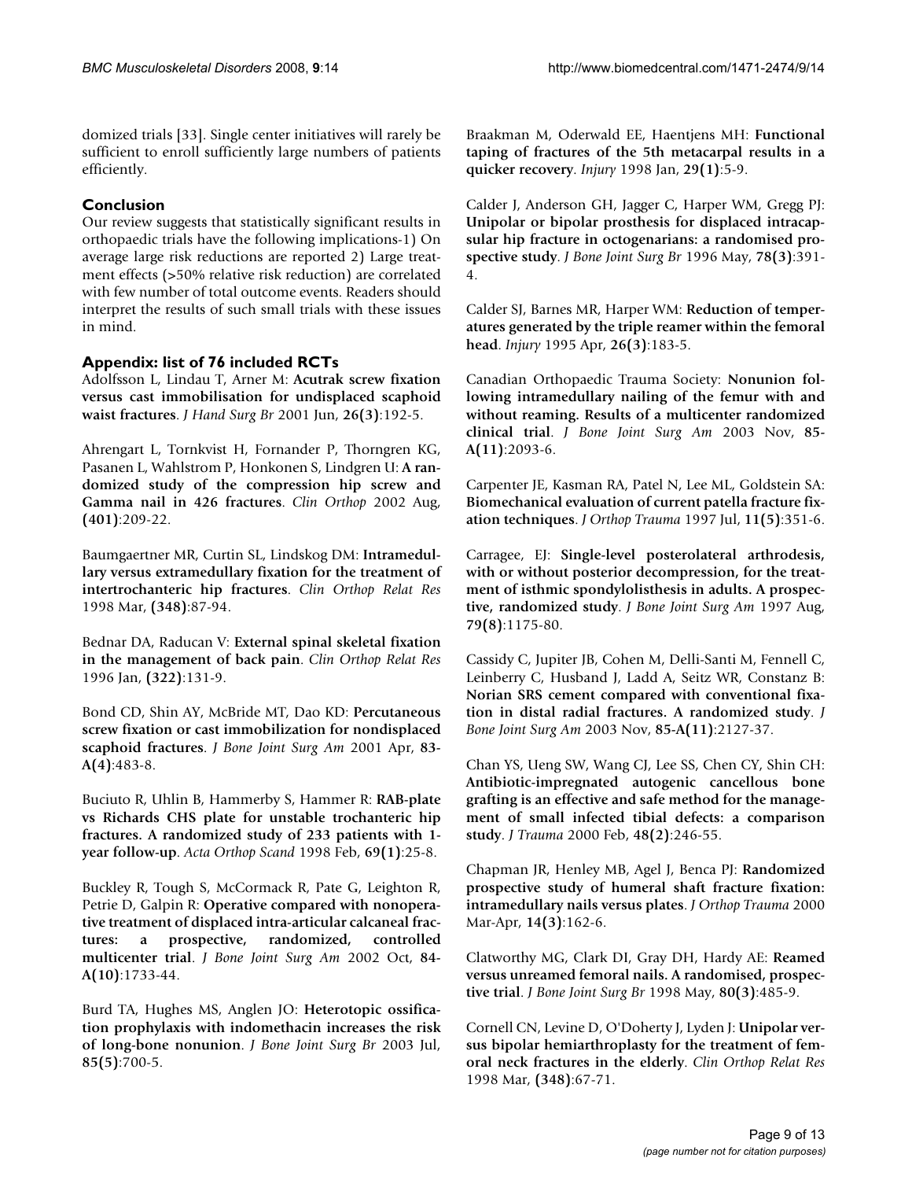domized trials [33]. Single center initiatives will rarely be sufficient to enroll sufficiently large numbers of patients efficiently.

## Conclusion

Our review suggests that statistically significant results in orthopaedic trials have the following implications-1) On average large risk reductions are reported 2) Large treatment effects (>50% relative risk reduction) are correlated with few number of total outcome events. Readers should interpret the results of such small trials with these issues in mind.

## Appendix: list of 76 included RCTs

Adolfsson L, Lindau T, Arner M: **Acutrak screw fixation versus cast immobilisation for undisplaced scaphoid waist fractures**. *J Hand Surg Br* 2001 Jun, **26(3)**:192-5.

Ahrengart L, Tornkvist H, Fornander P, Thorngren KG, Pasanen L, Wahlstrom P, Honkonen S, Lindgren U: **A randomized study of the compression hip screw and Gamma nail in 426 fractures**. *Clin Orthop* 2002 Aug, **(401)**:209-22.

Baumgaertner MR, Curtin SL, Lindskog DM: **Intramedullary versus extramedullary fixation for the treatment of intertrochanteric hip fractures**. *Clin Orthop Relat Res* 1998 Mar, **(348)**:87-94.

Bednar DA, Raducan V: **External spinal skeletal fixation in the management of back pain**. *Clin Orthop Relat Res* 1996 Jan, **(322)**:131-9.

Bond CD, Shin AY, McBride MT, Dao KD: **Percutaneous screw fixation or cast immobilization for nondisplaced scaphoid fractures**. *J Bone Joint Surg Am* 2001 Apr, **83-A(4)**:483-8.

Buciuto R, Uhlin B, Hammerby S, Hammer R: **RAB-plate vs Richards CHS plate for unstable trochanteric hip fractures. A randomized study of 233 patients with 1-year follow-up**. *Acta Orthop Scand* 1998 Feb, **69(1)**:25-8.

Buckley R, Tough S, McCormack R, Pate G, Leighton R, Petrie D, Galpin R: **Operative compared with nonoperative treatment of displaced intra-articular calcaneal fractures: a prospective, randomized, controlled multicenter trial**. *J Bone Joint Surg Am* 2002 Oct, **84-A(10)**:1733-44.

Burd TA, Hughes MS, Anglen JO: **Heterotopic ossification prophylaxis with indomethacin increases the risk of long-bone nonunion**. *J Bone Joint Surg Br* 2003 Jul, **85(5)**:700-5.

Braakman M, Oderwald EE, Haentjens MH: **Functional taping of fractures of the 5th metacarpal results in a quicker recovery**. *Injury* 1998 Jan, **29(1)**:5-9.

Calder J, Anderson GH, Jagger C, Harper WM, Gregg PJ: **Unipolar or bipolar prosthesis for displaced intracapsular hip fracture in octogenarians: a randomised prospective study**. *J Bone Joint Surg Br* 1996 May, **78(3)**:391-4.

Calder SJ, Barnes MR, Harper WM: **Reduction of temperatures generated by the triple reamer within the femoral head**. *Injury* 1995 Apr, **26(3)**:183-5.

Canadian Orthopaedic Trauma Society: **Nonunion following intramedullary nailing of the femur with and without reaming. Results of a multicenter randomized clinical trial**. *J Bone Joint Surg Am* 2003 Nov, **85-A(11)**:2093-6.

Carpenter JE, Kasman RA, Patel N, Lee ML, Goldstein SA: **Biomechanical evaluation of current patella fracture fixation techniques**. *J Orthop Trauma* 1997 Jul, **11(5)**:351-6.

Carragee, EJ: **Single-level posterolateral arthrodesis, with or without posterior decompression, for the treatment of isthmic spondylolisthesis in adults. A prospective, randomized study**. *J Bone Joint Surg Am* 1997 Aug, **79(8)**:1175-80.

Cassidy C, Jupiter JB, Cohen M, Delli-Santi M, Fennell C, Leinberry C, Husband J, Ladd A, Seitz WR, Constanz B: **Norian SRS cement compared with conventional fixation in distal radial fractures. A randomized study**. *J Bone Joint Surg Am* 2003 Nov, **85-A(11)**:2127-37.

Chan YS, Ueng SW, Wang CJ, Lee SS, Chen CY, Shin CH: **Antibiotic-impregnated autogenic cancellous bone grafting is an effective and safe method for the management of small infected tibial defects: a comparison study**. *J Trauma* 2000 Feb, **48(2)**:246-55.

Chapman JR, Henley MB, Agel J, Benca PJ: **Randomized prospective study of humeral shaft fracture fixation: intramedullary nails versus plates**. *J Orthop Trauma* 2000 Mar-Apr, **14(3)**:162-6.

Clatworthy MG, Clark DI, Gray DH, Hardy AE: **Reamed versus unreamed femoral nails. A randomised, prospective trial**. *J Bone Joint Surg Br* 1998 May, **80(3)**:485-9.

Cornell CN, Levine D, O'Doherty J, Lyden J: **Unipolar versus bipolar hemiarthroplasty for the treatment of femoral neck fractures in the elderly**. *Clin Orthop Relat Res* 1998 Mar, **(348)**:67-71.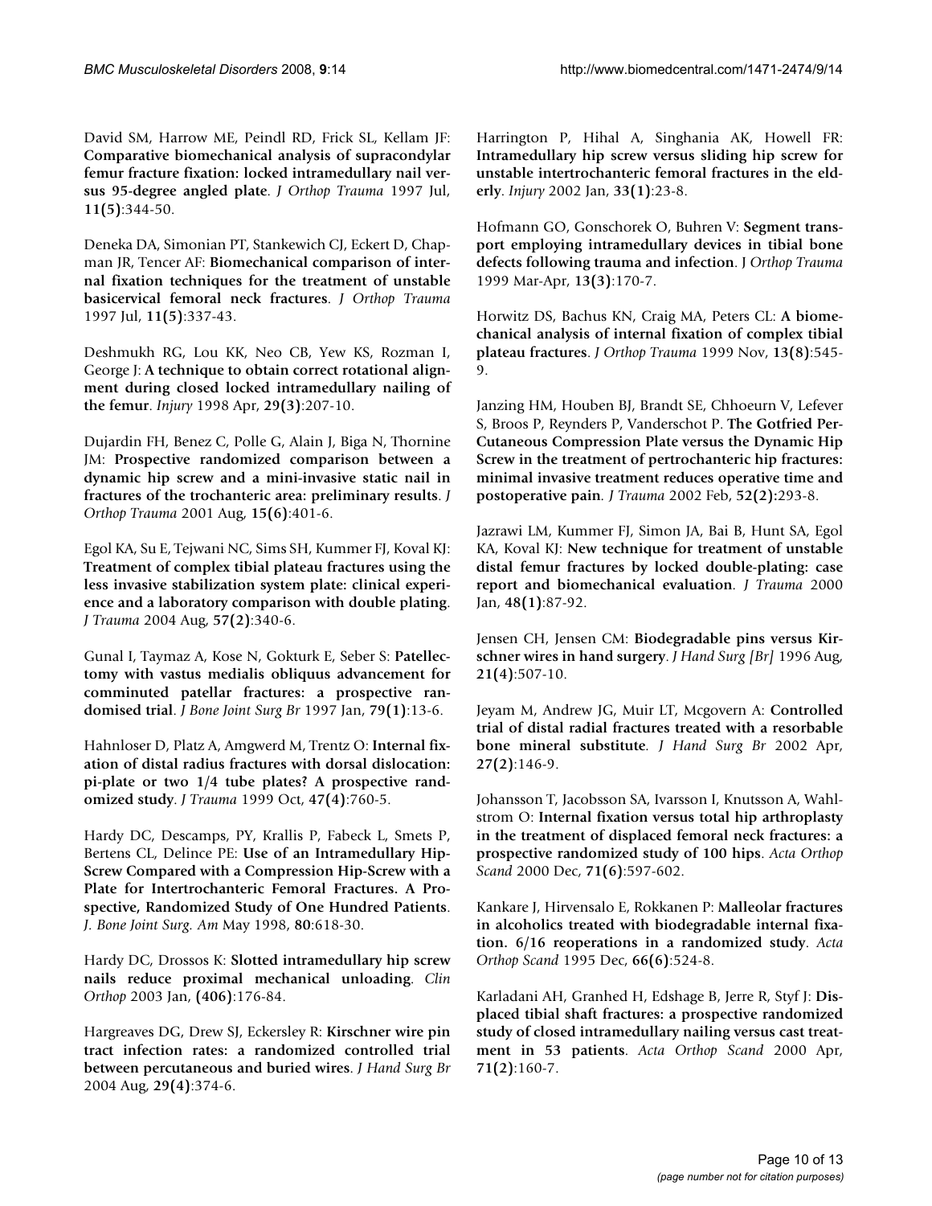David SM, Harrow ME, Peindl RD, Frick SL, Kellam JF: **Comparative biomechanical analysis of supracondylar femur fracture fixation: locked intramedullary nail versus 95-degree angled plate**. *J Orthop Trauma* 1997 Jul, **11(5)**:344-50.

Deneka DA, Simonian PT, Stankewich CJ, Eckert D, Chapman JR, Tencer AF: **Biomechanical comparison of internal fixation techniques for the treatment of unstable basicervical femoral neck fractures**. *J Orthop Trauma* 1997 Jul, **11(5)**:337-43.

Deshmukh RG, Lou KK, Neo CB, Yew KS, Rozman I, George J: **A technique to obtain correct rotational alignment during closed locked intramedullary nailing of the femur**. *Injury* 1998 Apr, **29(3)**:207-10.

Dujardin FH, Benez C, Polle G, Alain J, Biga N, Thornine JM: **Prospective randomized comparison between a dynamic hip screw and a mini-invasive static nail in fractures of the trochanteric area: preliminary results**. *J Orthop Trauma* 2001 Aug, **15(6)**:401-6.

Egol KA, Su E, Tejwani NC, Sims SH, Kummer FJ, Koval KJ: **Treatment of complex tibial plateau fractures using the less invasive stabilization system plate: clinical experience and a laboratory comparison with double plating**. *J Trauma* 2004 Aug, **57(2)**:340-6.

Gunal I, Taymaz A, Kose N, Gokturk E, Seber S: **Patellectomy with vastus medialis obliquus advancement for comminuted patellar fractures: a prospective randomised trial**. *J Bone Joint Surg Br* 1997 Jan, **79(1)**:13-6.

Hahnloser D, Platz A, Amgwerd M, Trentz O: **Internal fixation of distal radius fractures with dorsal dislocation: pi-plate or two 1/4 tube plates? A prospective randomized study**. *J Trauma* 1999 Oct, **47(4)**:760-5.

Hardy DC, Descamps, PY, Krallis P, Fabeck L, Smets P, Bertens CL, Delince PE: **Use of an Intramedullary Hip-Screw Compared with a Compression Hip-Screw with a Plate for Intertrochanteric Femoral Fractures. A Prospective, Randomized Study of One Hundred Patients**. *J. Bone Joint Surg. Am* May 1998, **80**:618-30.

Hardy DC, Drossos K: **Slotted intramedullary hip screw nails reduce proximal mechanical unloading**. *Clin Orthop* 2003 Jan, **(406)**:176-84.

Hargreaves DG, Drew SJ, Eckersley R: **Kirschner wire pin tract infection rates: a randomized controlled trial between percutaneous and buried wires**. *J Hand Surg Br* 2004 Aug, **29(4)**:374-6.

Harrington P, Hihal A, Singhania AK, Howell FR: **Intramedullary hip screw versus sliding hip screw for unstable intertrochanteric femoral fractures in the elderly**. *Injury* 2002 Jan, **33(1)**:23-8.

Hofmann GO, Gonschorek O, Buhren V: **Segment transport employing intramedullary devices in tibial bone defects following trauma and infection**. J *Orthop Trauma* 1999 Mar-Apr, **13(3)**:170-7.

Horwitz DS, Bachus KN, Craig MA, Peters CL: **A biomechanical analysis of internal fixation of complex tibial plateau fractures**. *J Orthop Trauma* 1999 Nov, **13(8)**:545-9.

Janzing HM, Houben BJ, Brandt SE, Chhoeurn V, Lefever S, Broos P, Reynders P, Vanderschot P. **The Gotfried Per-Cutaneous Compression Plate versus the Dynamic Hip Screw in the treatment of pertrochanteric hip fractures: minimal invasive treatment reduces operative time and postoperative pain**. *J Trauma* 2002 Feb, **52(2)**:293-8.

Jazrawi LM, Kummer FJ, Simon JA, Bai B, Hunt SA, Egol KA, Koval KJ: **New technique for treatment of unstable distal femur fractures by locked double-plating: case report and biomechanical evaluation**. *J Trauma* 2000 Jan, **48(1)**:87-92.

Jensen CH, Jensen CM: **Biodegradable pins versus Kirschner wires in hand surgery**. *J Hand Surg [Br]* 1996 Aug, **21(4)**:507-10.

Jeyam M, Andrew JG, Muir LT, Mcgovern A: **Controlled trial of distal radial fractures treated with a resorbable bone mineral substitute**. *J Hand Surg Br* 2002 Apr, **27(2)**:146-9.

Johansson T, Jacobsson SA, Ivarsson I, Knutsson A, Wahlstrom O: **Internal fixation versus total hip arthroplasty in the treatment of displaced femoral neck fractures: a prospective randomized study of 100 hips**. *Acta Orthop Scand* 2000 Dec, **71(6)**:597-602.

Kankare J, Hirvensalo E, Rokkanen P: **Malleolar fractures in alcoholics treated with biodegradable internal fixation. 6/16 reoperations in a randomized study**. *Acta Orthop Scand* 1995 Dec, **66(6)**:524-8.

Karladani AH, Granhed H, Edshage B, Jerre R, Styf J: **Displaced tibial shaft fractures: a prospective randomized study of closed intramedullary nailing versus cast treatment in 53 patients**. *Acta Orthop Scand* 2000 Apr, **71(2)**:160-7.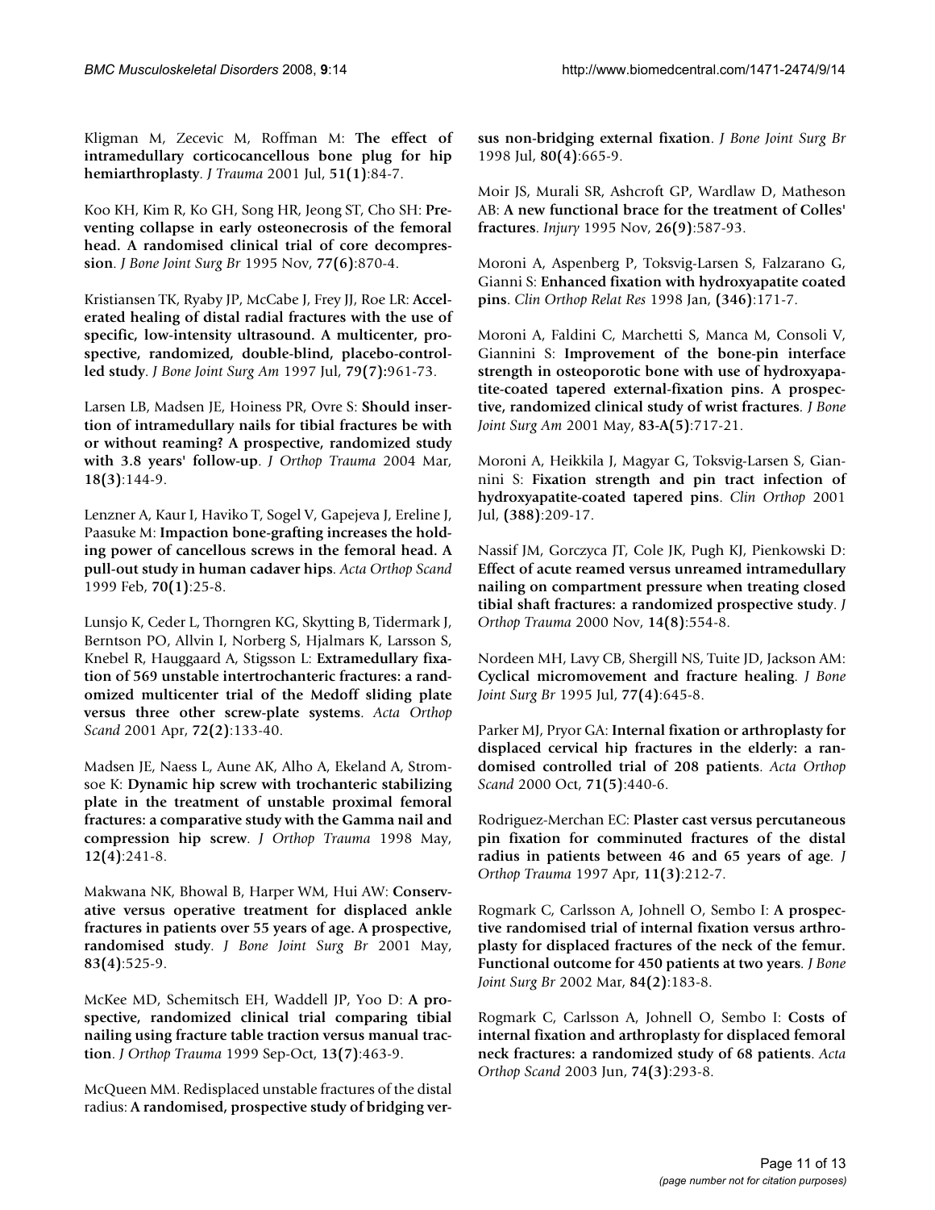Kligman M, Zecevic M, Roffman M: **The effect of intramedullary corticocancellous bone plug for hip hemiarthroplasty**. *J Trauma* 2001 Jul, **51(1)**:84-7.

Koo KH, Kim R, Ko GH, Song HR, Jeong ST, Cho SH: **Preventing collapse in early osteonecrosis of the femoral head. A randomised clinical trial of core decompression**. *J Bone Joint Surg Br* 1995 Nov, **77(6)**:870-4.

Kristiansen TK, Ryaby JP, McCabe J, Frey JJ, Roe LR: **Accelerated healing of distal radial fractures with the use of specific, low-intensity ultrasound. A multicenter, prospective, randomized, double-blind, placebo-controlled study**. *J Bone Joint Surg Am* 1997 Jul, **79(7)**:961-73.

Larsen LB, Madsen JE, Hoiness PR, Ovre S: **Should insertion of intramedullary nails for tibial fractures be with or without reaming? A prospective, randomized study with 3.8 years' follow-up**. *J Orthop Trauma* 2004 Mar, **18(3)**:144-9.

Lenzner A, Kaur I, Haviko T, Sogel V, Gapejeva J, Ereline J, Paasuke M: **Impaction bone-grafting increases the holding power of cancellous screws in the femoral head. A pull-out study in human cadaver hips**. *Acta Orthop Scand* 1999 Feb, **70(1)**:25-8.

Lunsjo K, Ceder L, Thorngren KG, Skytting B, Tidermark J, Berntson PO, Allvin I, Norberg S, Hjalmars K, Larsson S, Knebel R, Hauggaard A, Stigsson L: **Extramedullary fixation of 569 unstable intertrochanteric fractures: a randomized multicenter trial of the Medoff sliding plate versus three other screw-plate systems**. *Acta Orthop Scand* 2001 Apr, **72(2)**:133-40.

Madsen JE, Naess L, Aune AK, Alho A, Ekeland A, Stromsoe K: **Dynamic hip screw with trochanteric stabilizing plate in the treatment of unstable proximal femoral fractures: a comparative study with the Gamma nail and compression hip screw**. *J Orthop Trauma* 1998 May, **12(4)**:241-8.

Makwana NK, Bhowal B, Harper WM, Hui AW: **Conservative versus operative treatment for displaced ankle fractures in patients over 55 years of age. A prospective, randomised study**. *J Bone Joint Surg Br* 2001 May, **83(4)**:525-9.

McKee MD, Schemitsch EH, Waddell JP, Yoo D: **A prospective, randomized clinical trial comparing tibial nailing using fracture table traction versus manual traction**. *J Orthop Trauma* 1999 Sep-Oct, **13(7)**:463-9.

McQueen MM. Redisplaced unstable fractures of the distal radius: **A randomised, prospective study of bridging versus non-bridging external fixation**. *J Bone Joint Surg Br* 1998 Jul, **80(4)**:665-9.

Moir JS, Murali SR, Ashcroft GP, Wardlaw D, Matheson AB: **A new functional brace for the treatment of Colles' fractures**. *Injury* 1995 Nov, **26(9)**:587-93.

Moroni A, Aspenberg P, Toksvig-Larsen S, Falzarano G, Gianni S: **Enhanced fixation with hydroxyapatite coated pins**. *Clin Orthop Relat Res* 1998 Jan, **(346)**:171-7.

Moroni A, Faldini C, Marchetti S, Manca M, Consoli V, Giannini S: **Improvement of the bone-pin interface strength in osteoporotic bone with use of hydroxyapatite-coated tapered external-fixation pins. A prospective, randomized clinical study of wrist fractures**. *J Bone Joint Surg Am* 2001 May, **83-A(5)**:717-21.

Moroni A, Heikkila J, Magyar G, Toksvig-Larsen S, Giannini S: **Fixation strength and pin tract infection of hydroxyapatite-coated tapered pins**. *Clin Orthop* 2001 Jul, **(388)**:209-17.

Nassif JM, Gorczyca JT, Cole JK, Pugh KJ, Pienkowski D: **Effect of acute reamed versus unreamed intramedullary nailing on compartment pressure when treating closed tibial shaft fractures: a randomized prospective study**. *J Orthop Trauma* 2000 Nov, **14(8)**:554-8.

Nordeen MH, Lavy CB, Shergill NS, Tuite JD, Jackson AM: **Cyclical micromovement and fracture healing**. *J Bone Joint Surg Br* 1995 Jul, **77(4)**:645-8.

Parker MJ, Pryor GA: **Internal fixation or arthroplasty for displaced cervical hip fractures in the elderly: a randomised controlled trial of 208 patients**. *Acta Orthop Scand* 2000 Oct, **71(5)**:440-6.

Rodriguez-Merchan EC: **Plaster cast versus percutaneous pin fixation for comminuted fractures of the distal radius in patients between 46 and 65 years of age**. *J Orthop Trauma* 1997 Apr, **11(3)**:212-7.

Rogmark C, Carlsson A, Johnell O, Sembo I: **A prospective randomised trial of internal fixation versus arthroplasty for displaced fractures of the neck of the femur. Functional outcome for 450 patients at two years**. *J Bone Joint Surg Br* 2002 Mar, **84(2)**:183-8.

Rogmark C, Carlsson A, Johnell O, Sembo I: **Costs of internal fixation and arthroplasty for displaced femoral neck fractures: a randomized study of 68 patients**. *Acta Orthop Scand* 2003 Jun, **74(3)**:293-8.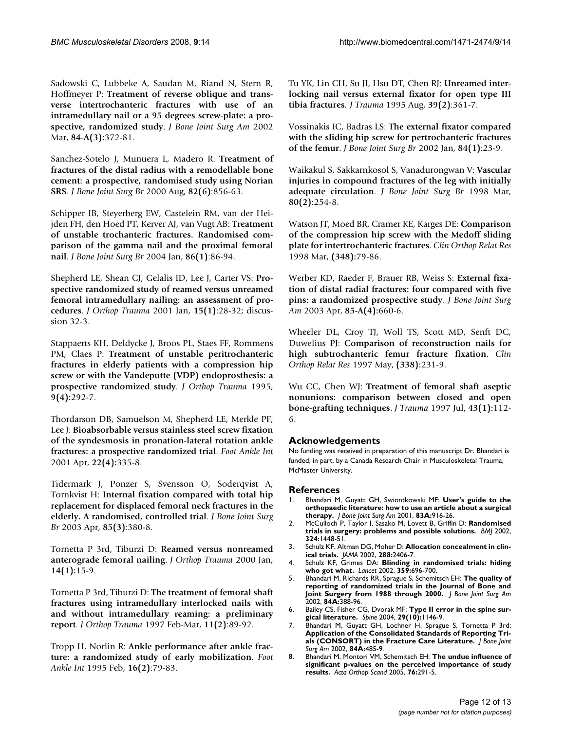Sadowski C, Lubbeke A, Saudan M, Riand N, Stern R, Hoffmeyer P: **Treatment of reverse oblique and transverse intertrochanteric fractures with use of an intramedullary nail or a 95 degrees screw-plate: a prospective, randomized study**. *J Bone Joint Surg Am* 2002 Mar, **84-A(3):**372-81.

Sanchez-Sotelo J, Munuera L, Madero R: **Treatment of fractures of the distal radius with a remodellable bone cement: a prospective, randomised study using Norian SRS**. *J Bone Joint Surg Br* 2000 Aug, **82(6)**:856-63.

Schipper IB, Steyerberg EW, Castelein RM, van der Heijden FH, den Hoed PT, Kerver AJ, van Vugt AB: **Treatment of unstable trochanteric fractures. Randomised comparison of the gamma nail and the proximal femoral nail**. *J Bone Joint Surg Br* 2004 Jan, **86(1)**:86-94.

Shepherd LE, Shean CJ, Gelalis ID, Lee J, Carter VS: **Prospective randomized study of reamed versus unreamed femoral intramedullary nailing: an assessment of procedures**. *J Orthop Trauma* 2001 Jan, **15(1)**:28-32; discussion 32-3.

Stappaerts KH, Deldycke J, Broos PL, Staes FF, Rommens PM, Claes P: **Treatment of unstable peritrochanteric fractures in elderly patients with a compression hip screw or with the Vandeputte (VDP) endoprosthesis: a prospective randomized study**. *J Orthop Trauma* 1995, **9(4):**292-7.

Thordarson DB, Samuelson M, Shepherd LE, Merkle PF, Lee J: **Bioabsorbable versus stainless steel screw fixation of the syndesmosis in pronation-lateral rotation ankle fractures: a prospective randomized trial**. *Foot Ankle Int* 2001 Apr, **22(4):**335-8.

Tidermark J, Ponzer S, Svensson O, Soderqvist A, Tornkvist H: **Internal fixation compared with total hip replacement for displaced femoral neck fractures in the elderly. A randomised, controlled trial**. *J Bone Joint Surg Br* 2003 Apr, **85(3)**:380-8.

Tornetta P 3rd, Tiburzi D: **Reamed versus nonreamed anterograde femoral nailing**. *J Orthop Trauma* 2000 Jan, **14(1):**15-9.

Tornetta P 3rd, Tiburzi D: **The treatment of femoral shaft fractures using intramedullary interlocked nails with and without intramedullary reaming: a preliminary report**. *J Orthop Trauma* 1997 Feb-Mar, **11(2)**:89-92.

Tropp H, Norlin R: **Ankle performance after ankle fracture: a randomized study of early mobilization**. *Foot Ankle Int* 1995 Feb, **16(2)**:79-83.

Tu YK, Lin CH, Su JI, Hsu DT, Chen RJ: **Unreamed interlocking nail versus external fixator for open type III tibia fractures**. *J Trauma* 1995 Aug, **39(2)**:361-7.

Vossinakis IC, Badras LS: **The external fixator compared with the sliding hip screw for pertrochanteric fractures of the femur**. *J Bone Joint Surg Br* 2002 Jan, **84(1)**:23-9.

Waikakul S, Sakkarnkosol S, Vanadurongwan V: **Vascular injuries in compound fractures of the leg with initially adequate circulation**. *J Bone Joint Surg Br* 1998 Mar, **80(2):**254-8.

Watson JT, Moed BR, Cramer KE, Karges DE: **Comparison of the compression hip screw with the Medoff sliding plate for intertrochanteric fractures**. *Clin Orthop Relat Res* 1998 Mar, **(348):**79-86.

Werber KD, Raeder F, Brauer RB, Weiss S: **External fixation of distal radial fractures: four compared with five pins: a randomized prospective study**. *J Bone Joint Surg Am* 2003 Apr, **85-A(4):**660-6.

Wheeler DL, Croy TJ, Woll TS, Scott MD, Senft DC, Duwelius PJ: **Comparison of reconstruction nails for high subtrochanteric femur fracture fixation**. *Clin Orthop Relat Res* 1997 May, **(338):**231-9.

Wu CC, Chen WJ: **Treatment of femoral shaft aseptic nonunions: comparison between closed and open bone-grafting techniques**. *J Trauma* 1997 Jul, **43(1):**112-6.

## Acknowledgements

No funding was received in preparation of this manuscript Dr. Bhandari is funded, in part, by a Canada Research Chair in Musculoskeletal Trauma, McMaster University.

## References

1. Bhandari M, Guyatt GH, Swiontkowski MF: **User's guide to the orthopaedic literature: how to use an article about a surgical therapy.** *J Bone Joint Surg Am* 2001, **83A:**916-26.
2. McCulloch P, Taylor I, Sasako M, Lovett B, Griffin D: **Randomised trials in surgery: problems and possible solutions.** *BMJ* 2002, **324:**1448-51.
3. Schulz KF, Altman DG, Moher D: **Allocation concealment in clinical trials.** *JAMA* 2002, **288:**2406-7.
4. Schulz KF, Grimes DA: **Blinding in randomised trials: hiding who got what.** *Lancet* 2002, **359:**696-700.
5. Bhandari M, Richards RR, Sprague S, Schemitsch EH: **The quality of reporting of randomized trials in the Journal of Bone and Joint Surgery from 1988 through 2000.** *J Bone Joint Surg Am* 2002, **84A:**388-96.
6. Bailey CS, Fisher CG, Dvorak MF: **Type II error in the spine surgical literature.** *Spine* 2004, **29(10):**1146-9.
7. Bhandari M, Guyatt GH, Lochner H, Sprague S, Tornetta P 3rd: **Application of the Consolidated Standards of Reporting Trials (CONSORT) in the Fracture Care Literature.** *J Bone Joint Surg Am* 2002, **84A:**485-9.
8. Bhandari M, Montori VM, Schemitsch EH: **The undue influence of significant p-values on the perceived importance of study results.** *Acta Orthop Scand* 2005, **76:**291-5.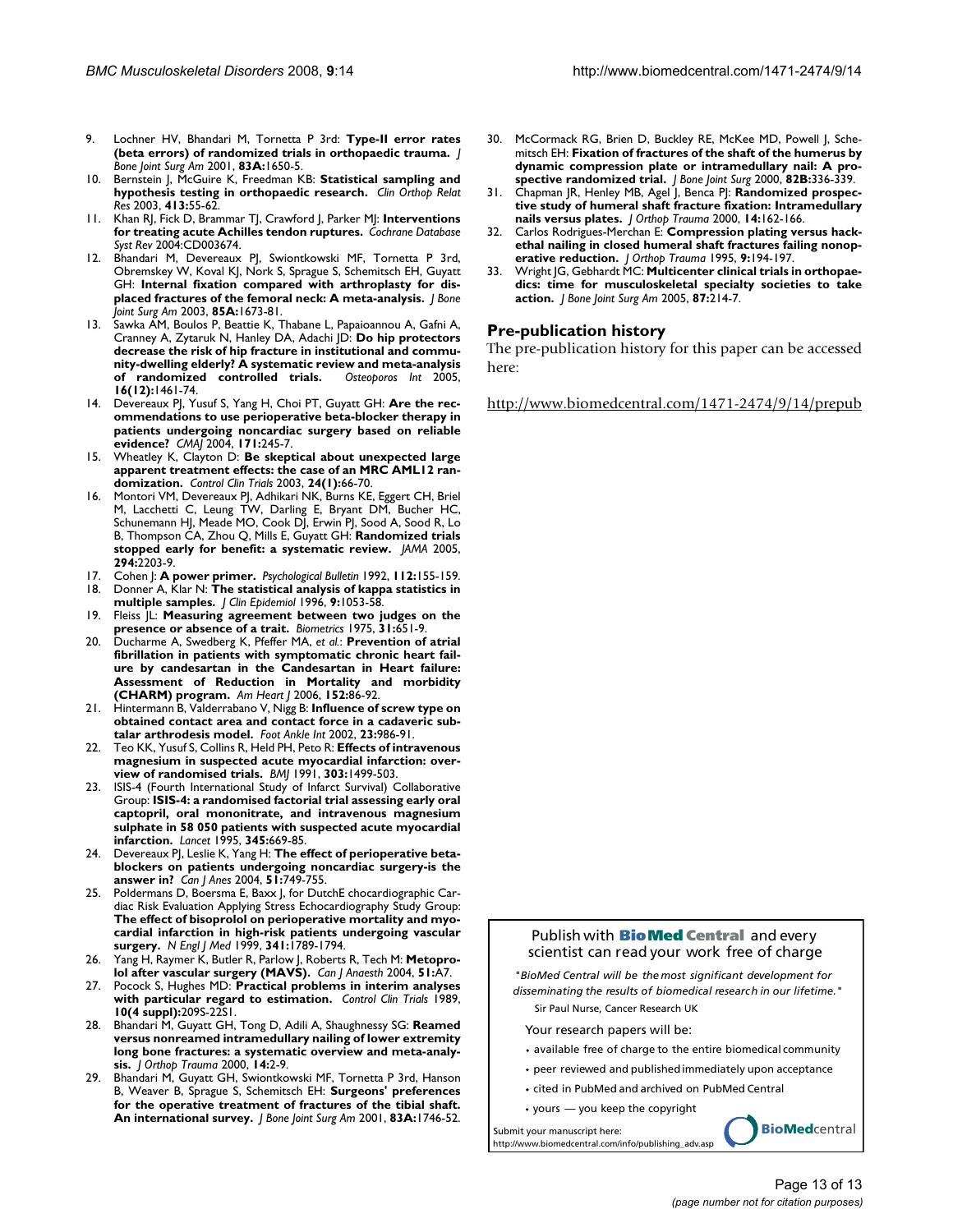9. Lochner HV, Bhandari M, Tornetta P 3rd: **Type-II error rates (beta errors) of randomized trials in orthopaedic trauma.** *J Bone Joint Surg Am* 2001, **83A:**1650-5.
10. Bernstein J, McGuire K, Freedman KB: **Statistical sampling and hypothesis testing in orthopaedic research.** *Clin Orthop Relat Res* 2003, **413:**55-62.
11. Khan RJ, Fick D, Brammar TJ, Crawford J, Parker MJ: **Interventions for treating acute Achilles tendon ruptures.** *Cochrane Database Syst Rev* 2004:CD003674.
12. Bhandari M, Devereaux PJ, Swiontkowski MF, Tornetta P 3rd, Obremskey W, Koval KJ, Nork S, Sprague S, Schemitsch EH, Guyatt GH: **Internal fixation compared with arthroplasty for displaced fractures of the femoral neck: A meta-analysis.** *J Bone Joint Surg Am* 2003, **85A:**1673-81.
13. Sawka AM, Boulos P, Beattie K, Thabane L, Papaioannou A, Gafni A, Cranney A, Zytaruk N, Hanley DA, Adachi JD: **Do hip protectors decrease the risk of hip fracture in institutional and community-dwelling elderly? A systematic review and meta-analysis of randomized controlled trials.** *Osteoporos Int* 2005, **16(12):**1461-74.
14. Devereaux PJ, Yusuf S, Yang H, Choi PT, Guyatt GH: **Are the recommendations to use perioperative beta-blocker therapy in patients undergoing noncardiac surgery based on reliable evidence?** *CMAJ* 2004, **171:**245-7.
15. Wheatley K, Clayton D: **Be skeptical about unexpected large apparent treatment effects: the case of an MRC AML12 randomization.** *Control Clin Trials* 2003, **24(1):**66-70.
16. Montori VM, Devereaux PJ, Adhikari NK, Burns KE, Eggert CH, Briel M, Lacchetti C, Leung TW, Darling E, Bryant DM, Bucher HC, Schunemann HJ, Meade MO, Cook DJ, Erwin PJ, Sood A, Sood R, Lo B, Thompson CA, Zhou Q, Mills E, Guyatt GH: **Randomized trials stopped early for benefit: a systematic review.** *JAMA* 2005, **294:**2203-9.
17. Cohen J: **A power primer.** *Psychological Bulletin* 1992, **112:**155-159.
18. Donner A, Klar N: **The statistical analysis of kappa statistics in multiple samples.** *J Clin Epidemiol* 1996, **9:**1053-58.
19. Fleiss JL: **Measuring agreement between two judges on the presence or absence of a trait.** *Biometrics* 1975, **31:**651-9.
20. Ducharme A, Swedberg K, Pfeffer MA, *et al.*: **Prevention of atrial fibrillation in patients with symptomatic chronic heart failure by candesartan in the Candesartan in Heart failure: Assessment of Reduction in Mortality and morbidity (CHARM) program.** *Am Heart J* 2006, **152:**86-92.
21. Hintermann B, Valderrabano V, Nigg B: **Influence of screw type on obtained contact area and contact force in a cadaveric subtalar arthrodesis model.** *Foot Ankle Int* 2002, **23:**986-91.
22. Teo KK, Yusuf S, Collins R, Held PH, Peto R: **Effects of intravenous magnesium in suspected acute myocardial infarction: overview of randomised trials.** *BMJ* 1991, **303:**1499-503.
23. ISIS-4 (Fourth International Study of Infarct Survival) Collaborative Group: **ISIS-4: a randomised factorial trial assessing early oral captopril, oral mononitrate, and intravenous magnesium sulphate in 58 050 patients with suspected acute myocardial infarction.** *Lancet* 1995, **345:**669-85.
24. Devereaux PJ, Leslie K, Yang H: **The effect of perioperative beta-blockers on patients undergoing noncardiac surgery-is the answer in?** *Can J Anes* 2004, **51:**749-755.
25. Poldermans D, Boersma E, Baxx J, for DutchE chocardiographic Cardiac Risk Evaluation Applying Stress Echocardiography Study Group: **The effect of bisoprolol on perioperative mortality and myocardial infarction in high-risk patients undergoing vascular surgery.** *N Engl J Med* 1999, **341:**1789-1794.
26. Yang H, Raymer K, Butler R, Parlow J, Roberts R, Tech M: **Metoprolol after vascular surgery (MAVS).** *Can J Anaesth* 2004, **51:**A7.
27. Pocock S, Hughes MD: **Practical problems in interim analyses with particular regard to estimation.** *Control Clin Trials* 1989, **10(4 suppl):**209S-22S1.
28. Bhandari M, Guyatt GH, Tong D, Adili A, Shaughnessy SG: **Reamed versus nonreamed intramedullary nailing of lower extremity long bone fractures: a systematic overview and meta-analysis.** *J Orthop Trauma* 2000, **14:**2-9.
29. Bhandari M, Guyatt GH, Swiontkowski MF, Tornetta P 3rd, Hanson B, Weaver B, Sprague S, Schemitsch EH: **Surgeons' preferences for the operative treatment of fractures of the tibial shaft. An international survey.** *J Bone Joint Surg Am* 2001, **83A:**1746-52.
30. McCormack RG, Brien D, Buckley RE, McKee MD, Powell J, Schemitsch EH: **Fixation of fractures of the shaft of the humerus by dynamic compression plate or intramedullary nail: A prospective randomized trial.** *J Bone Joint Surg* 2000, **82B:**336-339.
31. Chapman JR, Henley MB, Agel J, Benca PJ: **Randomized prospective study of humeral shaft fracture fixation: Intramedullary nails versus plates.** *J Orthop Trauma* 2000, **14:**162-166.
32. Carlos Rodrigues-Merchan E: **Compression plating versus hackethal nailing in closed humeral shaft fractures failing nonoperative reduction.** *J Orthop Trauma* 1995, **9:**194-197.
33. Wright JG, Gebhardt MC: **Multicenter clinical trials in orthopaedics: time for musculoskeletal specialty societies to take action.** *J Bone Joint Surg Am* 2005, **87:**214-7.

## Pre-publication history

The pre-publication history for this paper can be accessed here:

http://www.biomedcentral.com/1471-2474/9/14/prepub

Publish with **BioMed Central** and every scientist can read your work free of charge

*"BioMed Central will be the most significant development for disseminating the results of biomedical research in our lifetime."*

Sir Paul Nurse, Cancer Research UK

Your research papers will be:

- available free of charge to the entire biomedical community
- peer reviewed and published immediately upon acceptance
- cited in PubMed and archived on PubMed Central
- yours — you keep the copyright

Submit your manuscript here:
http://www.biomedcentral.com/info/publishing_adv.asp

BioMedcentral